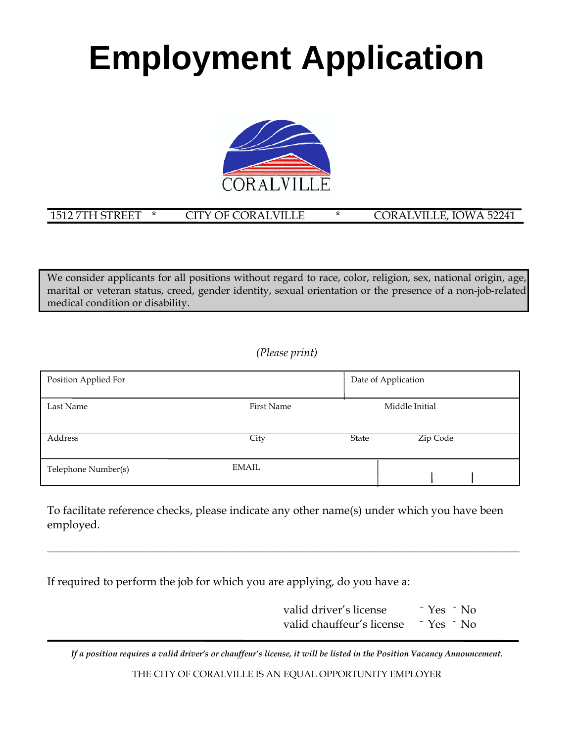# Employment Application

CORALVILLE

1512 7TH STREET * CITY OF CORALVILLE * CORALVILLE, IOWA 52241

We consider applicants for all positions without regard to race, color, religion, sex, national origin, age, marital or veteran status, creed, gender identity, sexual orientation or the presence of a non-job-related medical condition or disability.

*(Please print)*

| Position Applied For | | Date of Application | |
|---|---|---|---|
| Last Name | First Name | Middle Initial | |
| Address | City | State | Zip Code |
| Telephone Number(s) | EMAIL | | |

To facilitate reference checks, please indicate any other name(s) under which you have been employed.

______________________________________________________________________________

If required to perform the job for which you are applying, do you have a:

valid driver's license ˜ Yes ˜ No
valid chauffeur's license ˜ Yes ˜ No

*If a position requires a valid driver's or chauffeur's license, it will be listed in the Position Vacancy Announcement.*

THE CITY OF CORALVILLE IS AN EQUAL OPPORTUNITY EMPLOYER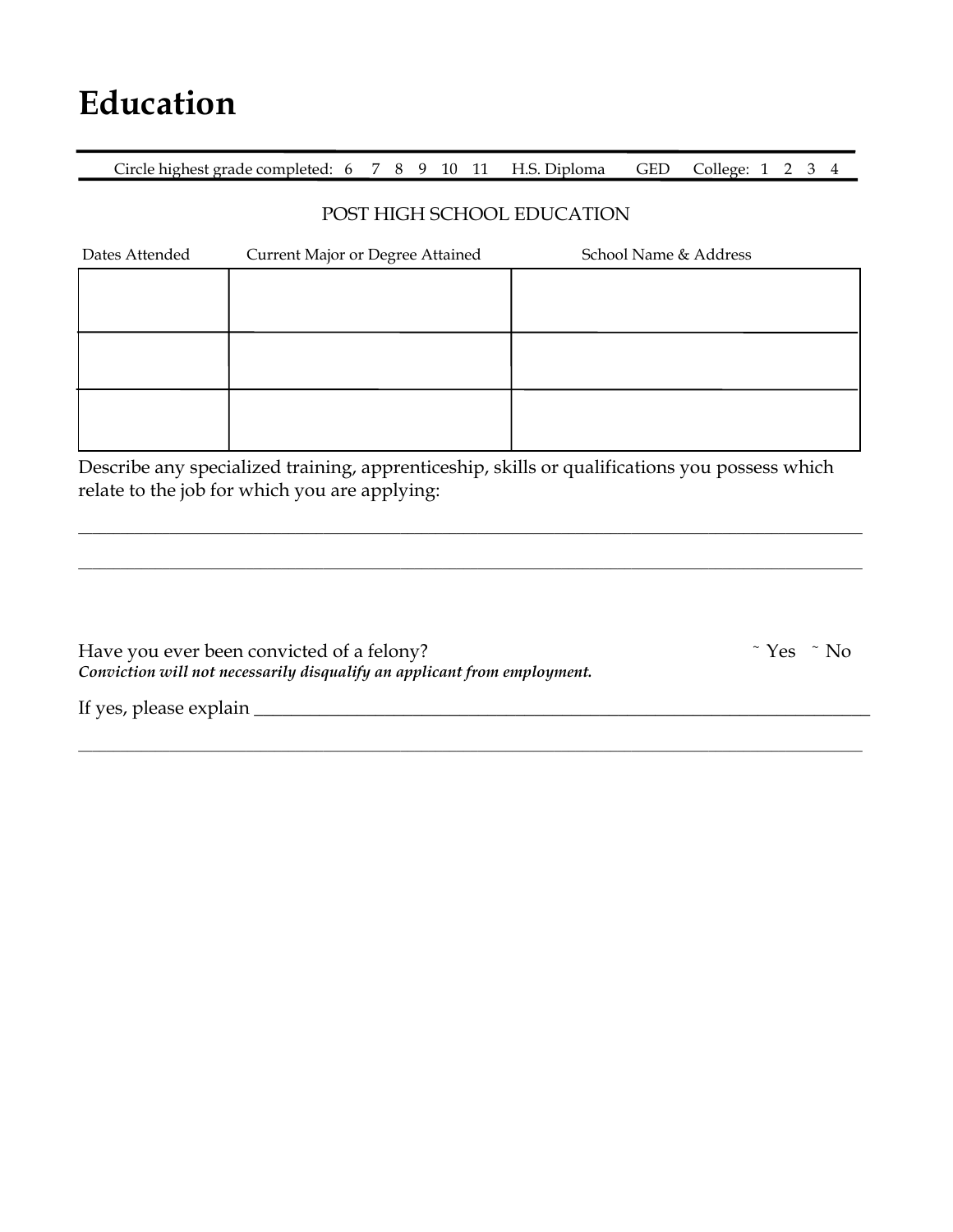# Education

Circle highest grade completed: 6 7 8 9 10 11 H.S. Diploma GED College: 1 2 3 4

POST HIGH SCHOOL EDUCATION

| Dates Attended | Current Major or Degree Attained | School Name & Address |
|---|---|---|
| | | |
| | | |
| | | |

Describe any specialized training, apprenticeship, skills or qualifications you possess which relate to the job for which you are applying:

_______________________________________________________________________________

_______________________________________________________________________________

Have you ever been convicted of a felony? ˜ Yes ˜ No

***Conviction will not necessarily disqualify an applicant from employment.***

If yes, please explain ___________________________________________________________

_______________________________________________________________________________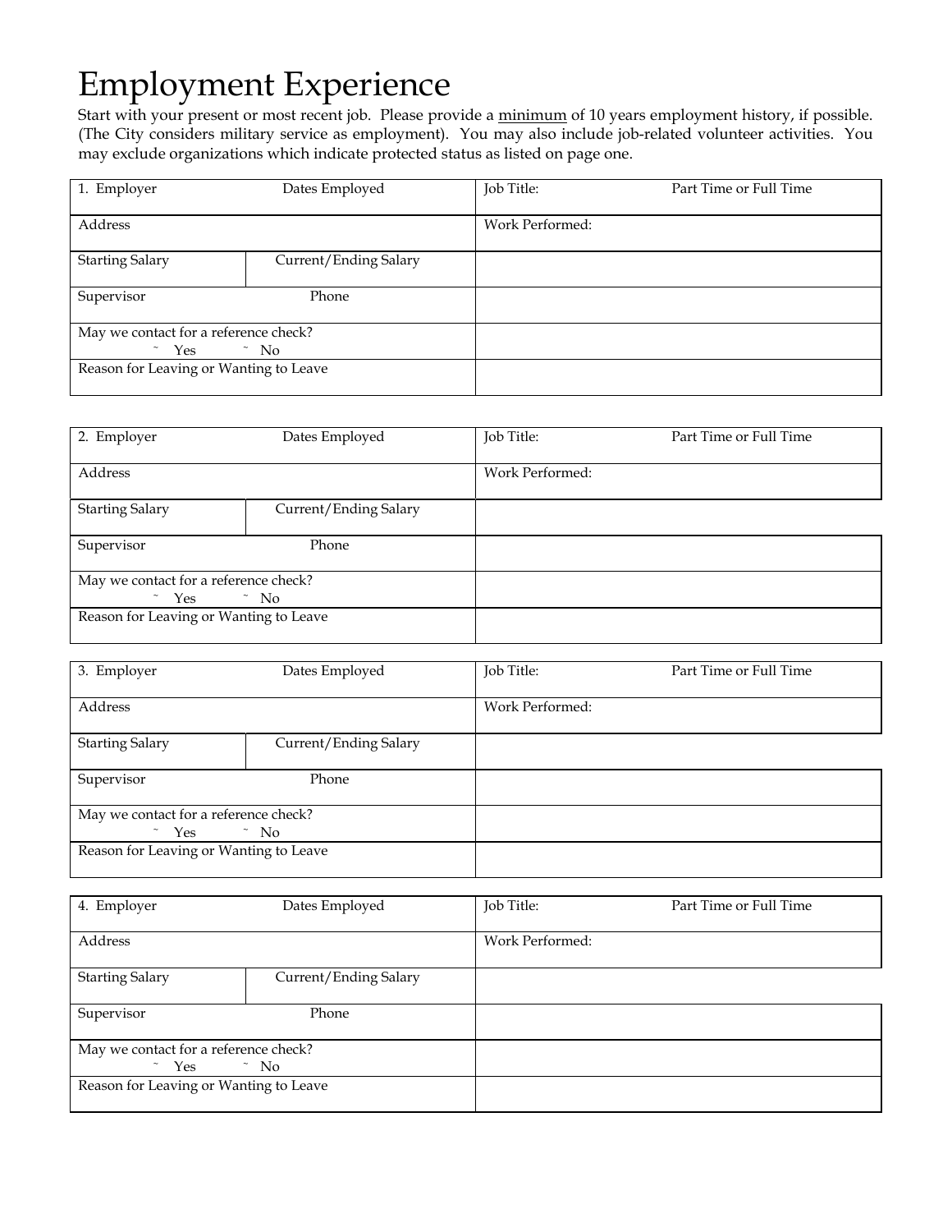# Employment Experience

Start with your present or most recent job. Please provide a minimum of 10 years employment history, if possible. (The City considers military service as employment). You may also include job-related volunteer activities. You may exclude organizations which indicate protected status as listed on page one.

| 1. Employer Dates Employed | | Job Title: Part Time or Full Time |
|---|---|---|
| Address | | Work Performed: |
| Starting Salary | Current/Ending Salary | |
| Supervisor Phone | | |
| May we contact for a reference check? ˜ Yes ˜ No | | |
| Reason for Leaving or Wanting to Leave | | |

| 2. Employer Dates Employed | | Job Title: Part Time or Full Time |
|---|---|---|
| Address | | Work Performed: |
| Starting Salary | Current/Ending Salary | |
| Supervisor Phone | | |
| May we contact for a reference check? ˜ Yes ˜ No | | |
| Reason for Leaving or Wanting to Leave | | |

| 3. Employer Dates Employed | | Job Title: Part Time or Full Time |
|---|---|---|
| Address | | Work Performed: |
| Starting Salary | Current/Ending Salary | |
| Supervisor Phone | | |
| May we contact for a reference check? ˜ Yes ˜ No | | |
| Reason for Leaving or Wanting to Leave | | |

| 4. Employer Dates Employed | | Job Title: Part Time or Full Time |
|---|---|---|
| Address | | Work Performed: |
| Starting Salary | Current/Ending Salary | |
| Supervisor Phone | | |
| May we contact for a reference check? ˜ Yes ˜ No | | |
| Reason for Leaving or Wanting to Leave | | |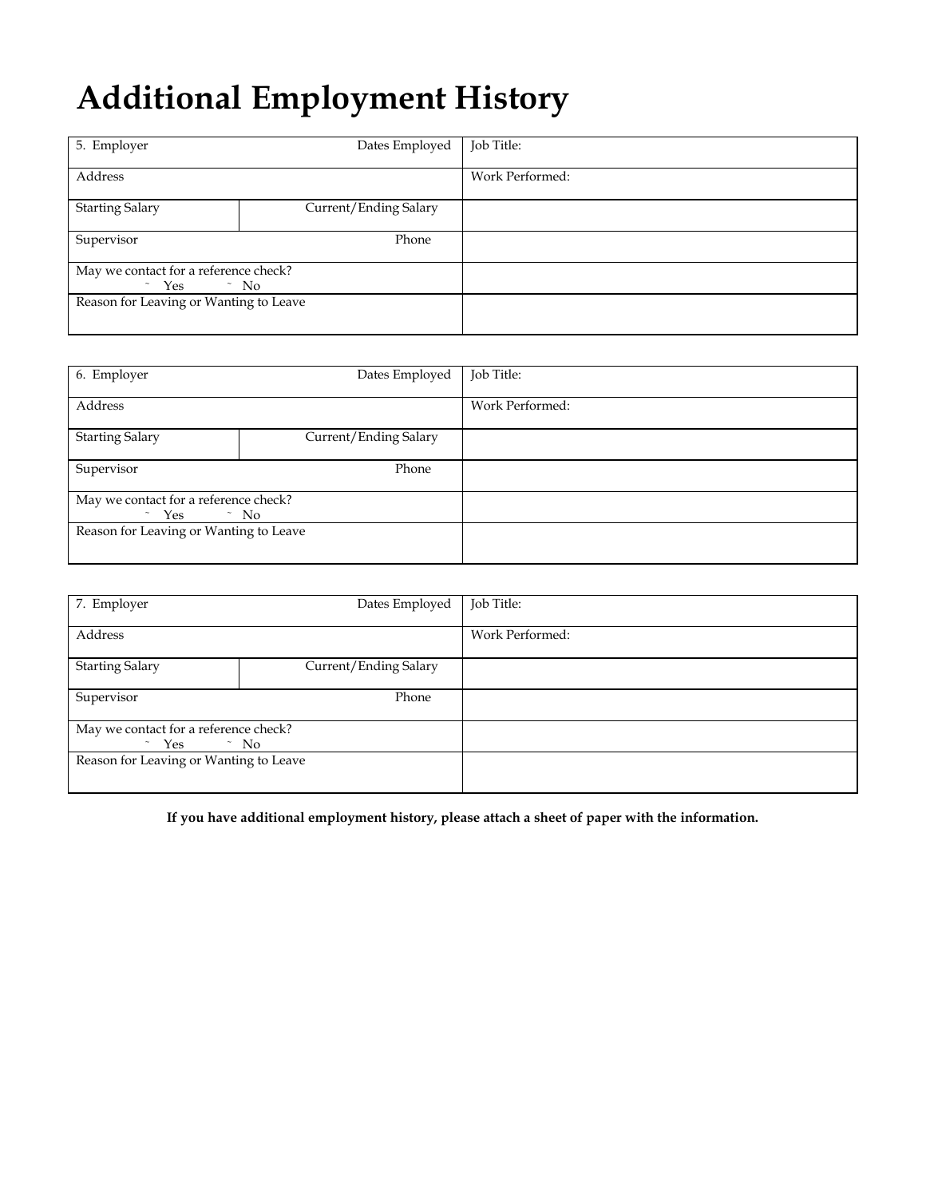# Additional Employment History

| 5. Employer | Dates Employed | Job Title: |
|---|---|---|
| Address | | Work Performed: |
| Starting Salary | Current/Ending Salary | |
| Supervisor | Phone | |
| May we contact for a reference check? ˜ Yes ˜ No | | |
| Reason for Leaving or Wanting to Leave | | |

| 6. Employer | Dates Employed | Job Title: |
|---|---|---|
| Address | | Work Performed: |
| Starting Salary | Current/Ending Salary | |
| Supervisor | Phone | |
| May we contact for a reference check? ˜ Yes ˜ No | | |
| Reason for Leaving or Wanting to Leave | | |

| 7. Employer | Dates Employed | Job Title: |
|---|---|---|
| Address | | Work Performed: |
| Starting Salary | Current/Ending Salary | |
| Supervisor | Phone | |
| May we contact for a reference check? ˜ Yes ˜ No | | |
| Reason for Leaving or Wanting to Leave | | |

**If you have additional employment history, please attach a sheet of paper with the information.**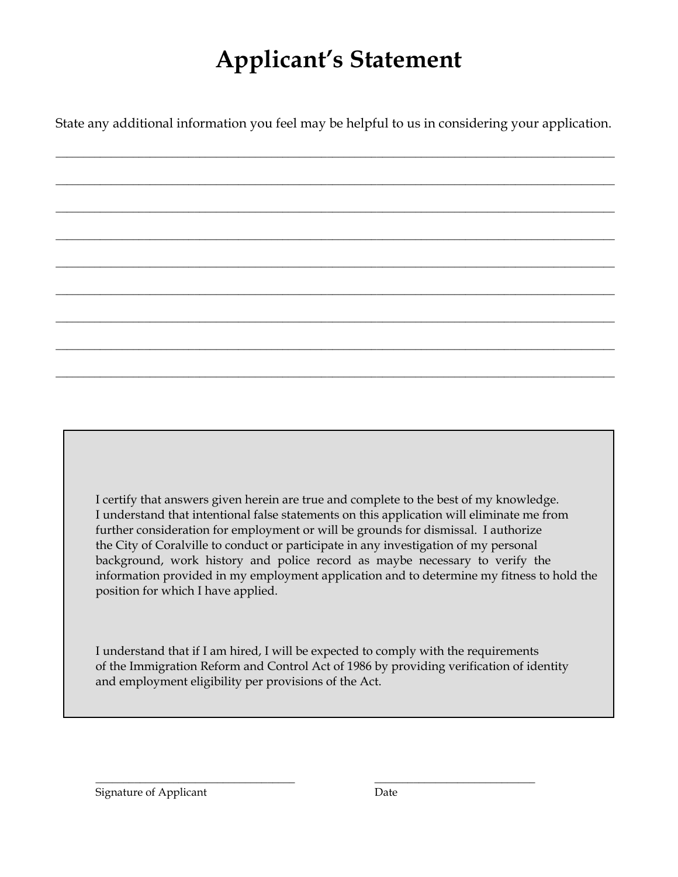# Applicant's Statement

State any additional information you feel may be helpful to us in considering your application.

_______________________________________________________________________________

_______________________________________________________________________________

_______________________________________________________________________________

_______________________________________________________________________________

_______________________________________________________________________________

_______________________________________________________________________________

_______________________________________________________________________________

_______________________________________________________________________________

_______________________________________________________________________________

I certify that answers given herein are true and complete to the best of my knowledge. I understand that intentional false statements on this application will eliminate me from further consideration for employment or will be grounds for dismissal. I authorize the City of Coralville to conduct or participate in any investigation of my personal background, work history and police record as maybe necessary to verify the information provided in my employment application and to determine my fitness to hold the position for which I have applied.

I understand that if I am hired, I will be expected to comply with the requirements of the Immigration Reform and Control Act of 1986 by providing verification of identity and employment eligibility per provisions of the Act.

____________________________________ ____________________________

Signature of Applicant Date